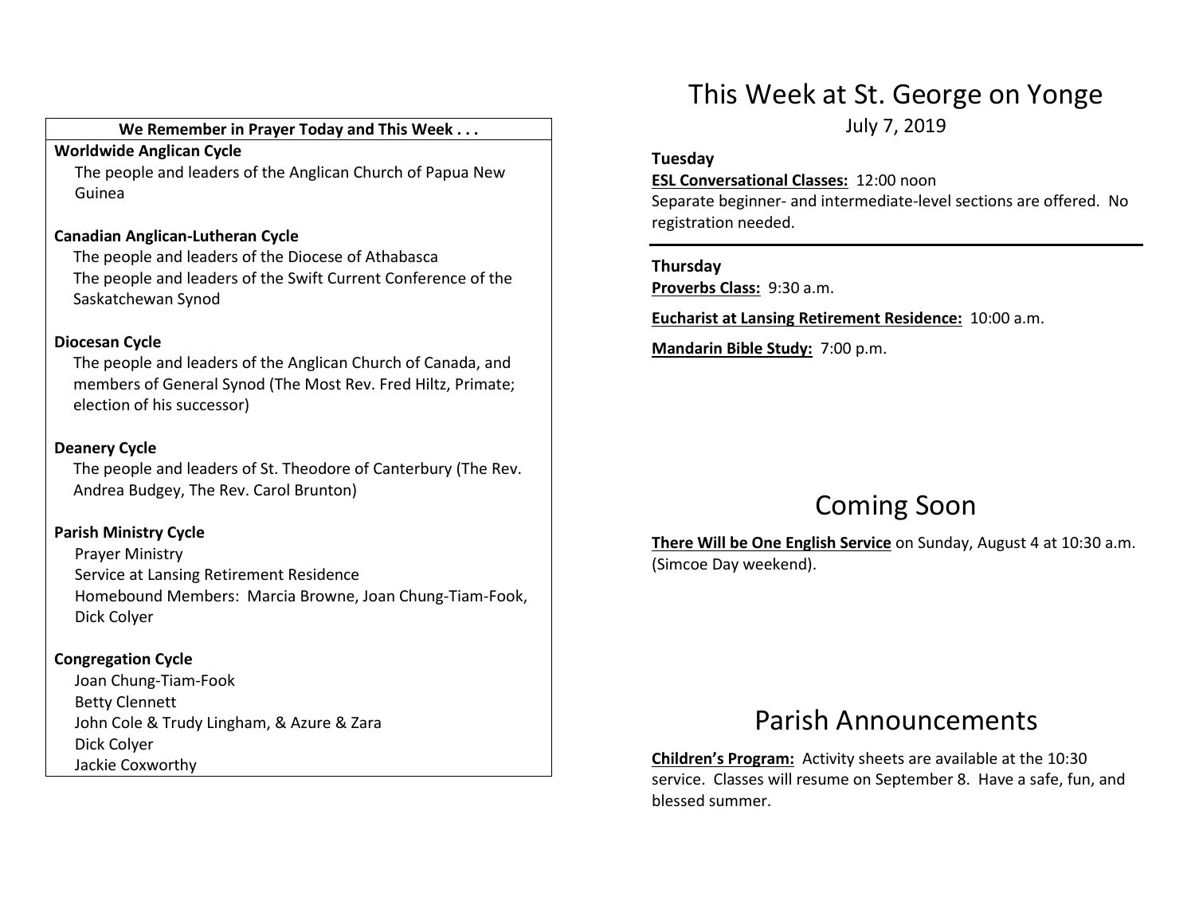**We Remember in Prayer Today and This Week . . .**

**Worldwide Anglican Cycle**

The people and leaders of the Anglican Church of Papua New Guinea

**Canadian Anglican-Lutheran Cycle**

The people and leaders of the Diocese of Athabasca
The people and leaders of the Swift Current Conference of the Saskatchewan Synod

**Diocesan Cycle**

The people and leaders of the Anglican Church of Canada, and members of General Synod (The Most Rev. Fred Hiltz, Primate; election of his successor)

**Deanery Cycle**

The people and leaders of St. Theodore of Canterbury (The Rev. Andrea Budgey, The Rev. Carol Brunton)

**Parish Ministry Cycle**

Prayer Ministry
Service at Lansing Retirement Residence
Homebound Members: Marcia Browne, Joan Chung-Tiam-Fook, Dick Colyer

**Congregation Cycle**

Joan Chung-Tiam-Fook
Betty Clennett
John Cole & Trudy Lingham, & Azure & Zara
Dick Colyer
Jackie Coxworthy

# This Week at St. George on Yonge

July 7, 2019

**Tuesday**

**ESL Conversational Classes:** 12:00 noon
Separate beginner- and intermediate-level sections are offered. No registration needed.

---

**Thursday**

**Proverbs Class:** 9:30 a.m.

**Eucharist at Lansing Retirement Residence:** 10:00 a.m.

**Mandarin Bible Study:** 7:00 p.m.

# Coming Soon

**There Will be One English Service** on Sunday, August 4 at 10:30 a.m. (Simcoe Day weekend).

# Parish Announcements

**Children's Program:** Activity sheets are available at the 10:30 service. Classes will resume on September 8. Have a safe, fun, and blessed summer.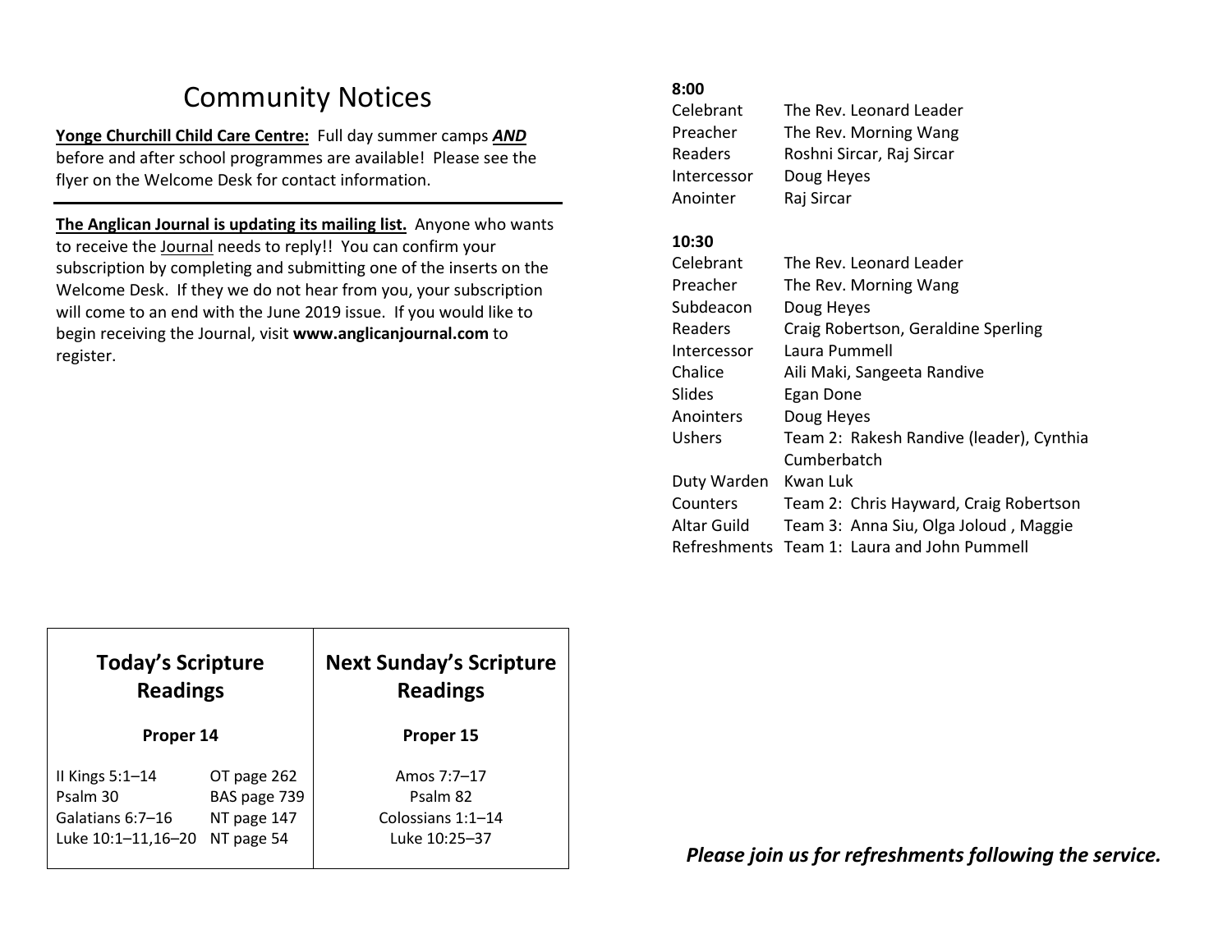# Community Notices

**Yonge Churchill Child Care Centre:** Full day summer camps ***AND*** before and after school programmes are available! Please see the flyer on the Welcome Desk for contact information.

---

**The Anglican Journal is updating its mailing list.** Anyone who wants to receive the Journal needs to reply!! You can confirm your subscription by completing and submitting one of the inserts on the Welcome Desk. If they we do not hear from you, your subscription will come to an end with the June 2019 issue. If you would like to begin receiving the Journal, visit **www.anglicanjournal.com** to register.

| **Today's Scripture Readings** | | **Next Sunday's Scripture Readings** |
|---|---|---|
| **Proper 14** | | **Proper 15** |
| II Kings 5:1–14 | OT page 262 | Amos 7:7–17 |
| Psalm 30 | BAS page 739 | Psalm 82 |
| Galatians 6:7–16 | NT page 147 | Colossians 1:1–14 |
| Luke 10:1–11,16–20 | NT page 54 | Luke 10:25–37 |

**8:00**

| | |
|---|---|
| Celebrant | The Rev. Leonard Leader |
| Preacher | The Rev. Morning Wang |
| Readers | Roshni Sircar, Raj Sircar |
| Intercessor | Doug Heyes |
| Anointer | Raj Sircar |

**10:30**

| | |
|---|---|
| Celebrant | The Rev. Leonard Leader |
| Preacher | The Rev. Morning Wang |
| Subdeacon | Doug Heyes |
| Readers | Craig Robertson, Geraldine Sperling |
| Intercessor | Laura Pummell |
| Chalice | Aili Maki, Sangeeta Randive |
| Slides | Egan Done |
| Anointers | Doug Heyes |
| Ushers | Team 2: Rakesh Randive (leader), Cynthia Cumberbatch |
| Duty Warden | Kwan Luk |
| Counters | Team 2: Chris Hayward, Craig Robertson |
| Altar Guild | Team 3: Anna Siu, Olga Joloud , Maggie |
| Refreshments | Team 1: Laura and John Pummell |

***Please join us for refreshments following the service.***